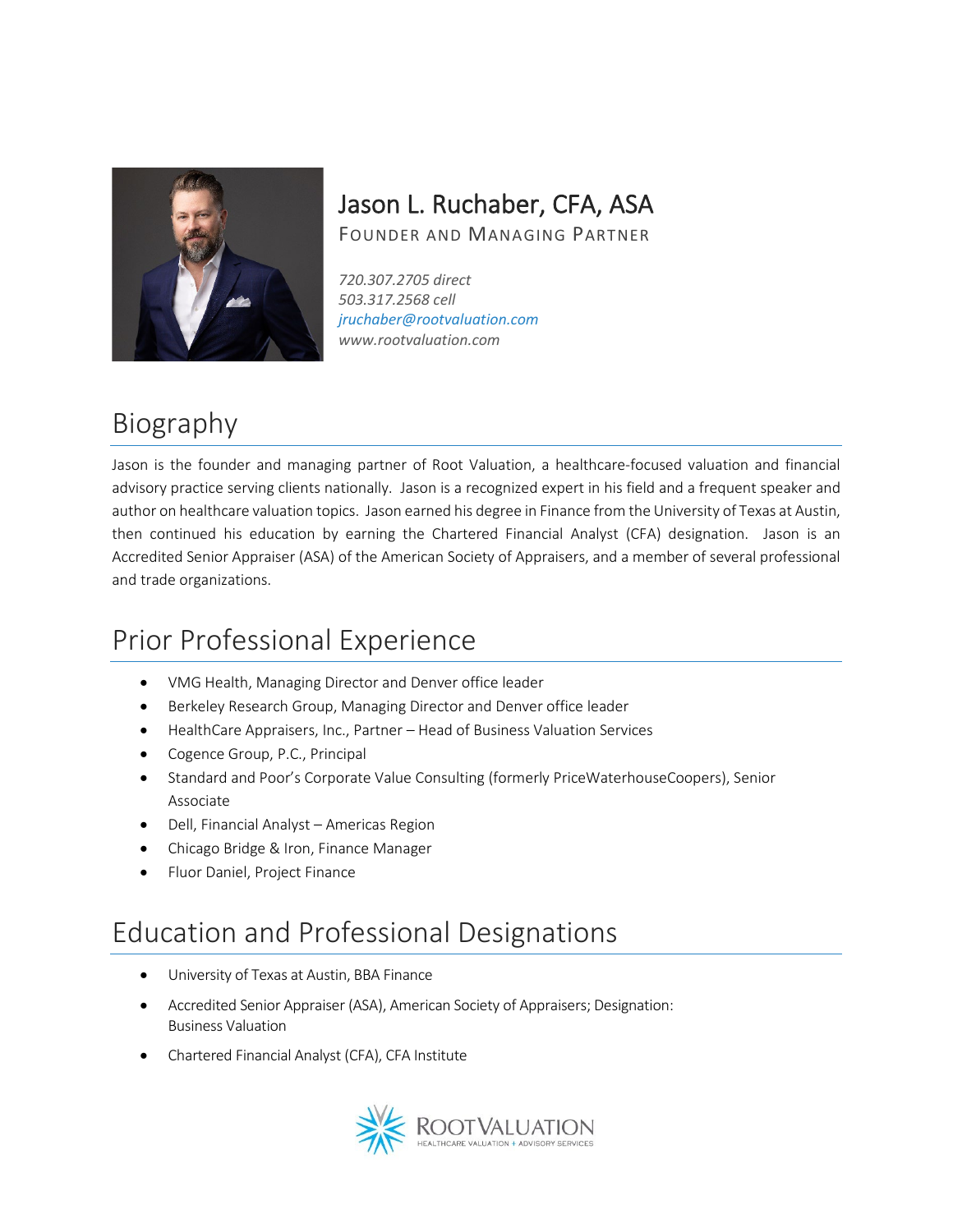# Jason L. Ruchaber, CFA, ASA

FOUNDER AND MANAGING PARTNER

*720.307.2705 direct*
*503.317.2568 cell*
*jruchaber@rootvaluation.com*
*www.rootvaluation.com*

## Biography

Jason is the founder and managing partner of Root Valuation, a healthcare-focused valuation and financial advisory practice serving clients nationally. Jason is a recognized expert in his field and a frequent speaker and author on healthcare valuation topics. Jason earned his degree in Finance from the University of Texas at Austin, then continued his education by earning the Chartered Financial Analyst (CFA) designation. Jason is an Accredited Senior Appraiser (ASA) of the American Society of Appraisers, and a member of several professional and trade organizations.

## Prior Professional Experience

- VMG Health, Managing Director and Denver office leader
- Berkeley Research Group, Managing Director and Denver office leader
- HealthCare Appraisers, Inc., Partner – Head of Business Valuation Services
- Cogence Group, P.C., Principal
- Standard and Poor's Corporate Value Consulting (formerly PriceWaterhouseCoopers), Senior Associate
- Dell, Financial Analyst – Americas Region
- Chicago Bridge & Iron, Finance Manager
- Fluor Daniel, Project Finance

## Education and Professional Designations

- University of Texas at Austin, BBA Finance
- Accredited Senior Appraiser (ASA), American Society of Appraisers; Designation: Business Valuation
- Chartered Financial Analyst (CFA), CFA Institute

ROOTVALUATION
HEALTHCARE VALUATION + ADVISORY SERVICES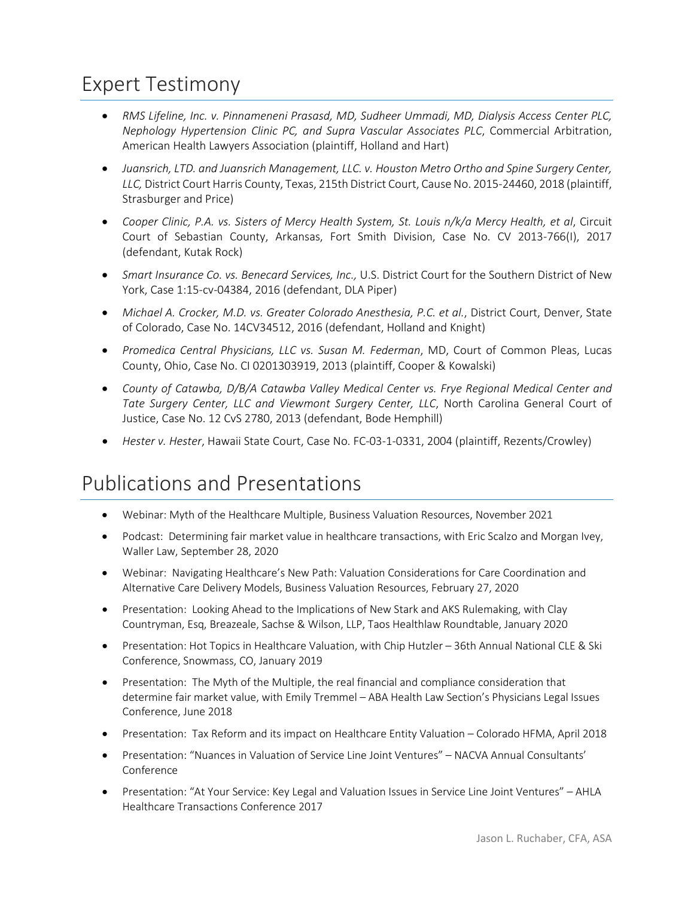# Expert Testimony

- *RMS Lifeline, Inc. v. Pinnameneni Prasasd, MD, Sudheer Ummadi, MD, Dialysis Access Center PLC, Nephology Hypertension Clinic PC, and Supra Vascular Associates PLC*, Commercial Arbitration, American Health Lawyers Association (plaintiff, Holland and Hart)
- *Juansrich, LTD. and Juansrich Management, LLC. v. Houston Metro Ortho and Spine Surgery Center, LLC,* District Court Harris County, Texas, 215th District Court, Cause No. 2015-24460, 2018 (plaintiff, Strasburger and Price)
- *Cooper Clinic, P.A. vs. Sisters of Mercy Health System, St. Louis n/k/a Mercy Health, et al*, Circuit Court of Sebastian County, Arkansas, Fort Smith Division, Case No. CV 2013-766(I), 2017 (defendant, Kutak Rock)
- *Smart Insurance Co. vs. Benecard Services, Inc.,* U.S. District Court for the Southern District of New York, Case 1:15-cv-04384, 2016 (defendant, DLA Piper)
- *Michael A. Crocker, M.D. vs. Greater Colorado Anesthesia, P.C. et al.*, District Court, Denver, State of Colorado, Case No. 14CV34512, 2016 (defendant, Holland and Knight)
- *Promedica Central Physicians, LLC vs. Susan M. Federman*, MD, Court of Common Pleas, Lucas County, Ohio, Case No. CI 0201303919, 2013 (plaintiff, Cooper & Kowalski)
- *County of Catawba, D/B/A Catawba Valley Medical Center vs. Frye Regional Medical Center and Tate Surgery Center, LLC and Viewmont Surgery Center, LLC*, North Carolina General Court of Justice, Case No. 12 CvS 2780, 2013 (defendant, Bode Hemphill)
- *Hester v. Hester*, Hawaii State Court, Case No. FC-03-1-0331, 2004 (plaintiff, Rezents/Crowley)

# Publications and Presentations

- Webinar: Myth of the Healthcare Multiple, Business Valuation Resources, November 2021
- Podcast: Determining fair market value in healthcare transactions, with Eric Scalzo and Morgan Ivey, Waller Law, September 28, 2020
- Webinar: Navigating Healthcare's New Path: Valuation Considerations for Care Coordination and Alternative Care Delivery Models, Business Valuation Resources, February 27, 2020
- Presentation: Looking Ahead to the Implications of New Stark and AKS Rulemaking, with Clay Countryman, Esq, Breazeale, Sachse & Wilson, LLP, Taos Healthlaw Roundtable, January 2020
- Presentation: Hot Topics in Healthcare Valuation, with Chip Hutzler – 36th Annual National CLE & Ski Conference, Snowmass, CO, January 2019
- Presentation: The Myth of the Multiple, the real financial and compliance consideration that determine fair market value, with Emily Tremmel – ABA Health Law Section's Physicians Legal Issues Conference, June 2018
- Presentation: Tax Reform and its impact on Healthcare Entity Valuation – Colorado HFMA, April 2018
- Presentation: "Nuances in Valuation of Service Line Joint Ventures" – NACVA Annual Consultants' Conference
- Presentation: "At Your Service: Key Legal and Valuation Issues in Service Line Joint Ventures" – AHLA Healthcare Transactions Conference 2017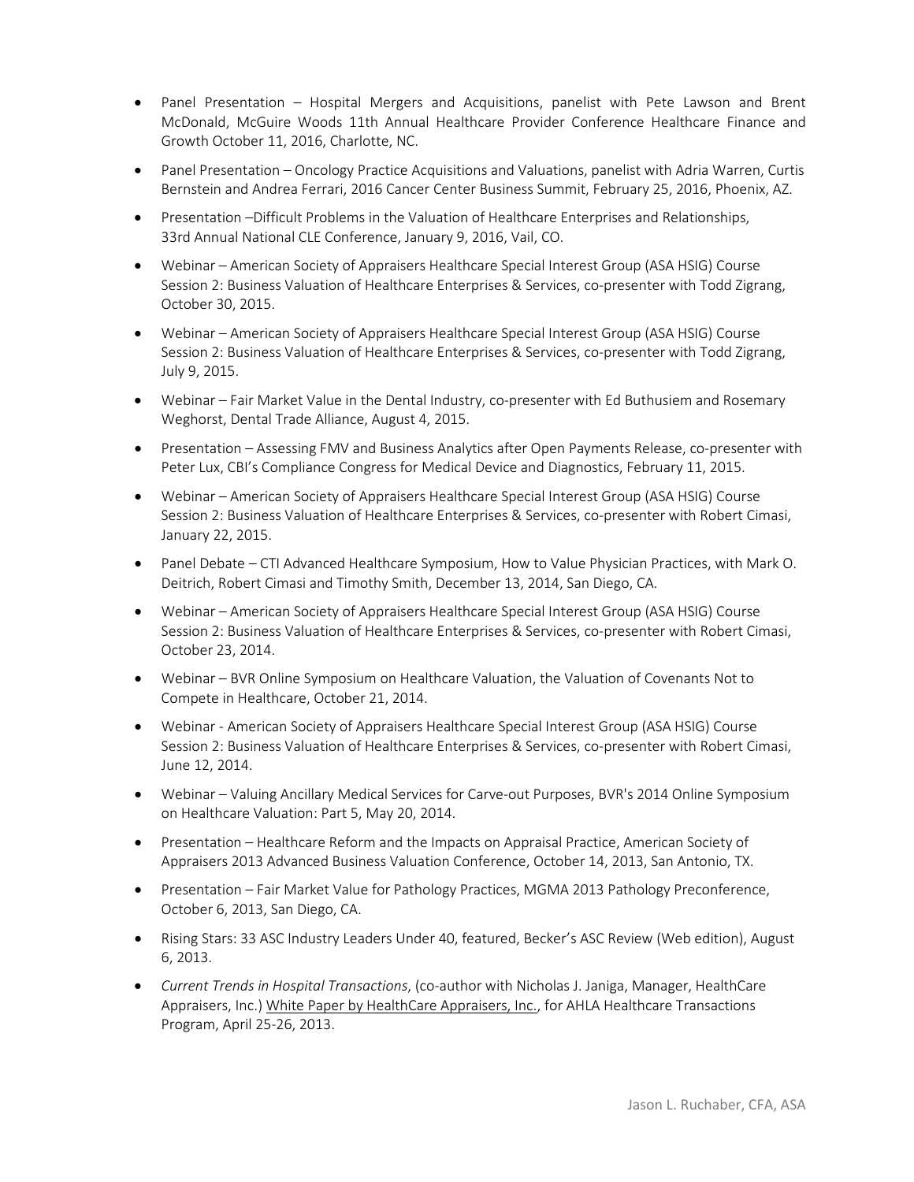- Panel Presentation – Hospital Mergers and Acquisitions, panelist with Pete Lawson and Brent McDonald, McGuire Woods 11th Annual Healthcare Provider Conference Healthcare Finance and Growth October 11, 2016, Charlotte, NC.
- Panel Presentation – Oncology Practice Acquisitions and Valuations, panelist with Adria Warren, Curtis Bernstein and Andrea Ferrari, 2016 Cancer Center Business Summit, February 25, 2016, Phoenix, AZ.
- Presentation –Difficult Problems in the Valuation of Healthcare Enterprises and Relationships, 33rd Annual National CLE Conference, January 9, 2016, Vail, CO.
- Webinar – American Society of Appraisers Healthcare Special Interest Group (ASA HSIG) Course Session 2: Business Valuation of Healthcare Enterprises & Services, co-presenter with Todd Zigrang, October 30, 2015.
- Webinar – American Society of Appraisers Healthcare Special Interest Group (ASA HSIG) Course Session 2: Business Valuation of Healthcare Enterprises & Services, co-presenter with Todd Zigrang, July 9, 2015.
- Webinar – Fair Market Value in the Dental Industry, co-presenter with Ed Buthusiem and Rosemary Weghorst, Dental Trade Alliance, August 4, 2015.
- Presentation – Assessing FMV and Business Analytics after Open Payments Release, co-presenter with Peter Lux, CBI's Compliance Congress for Medical Device and Diagnostics, February 11, 2015.
- Webinar – American Society of Appraisers Healthcare Special Interest Group (ASA HSIG) Course Session 2: Business Valuation of Healthcare Enterprises & Services, co-presenter with Robert Cimasi, January 22, 2015.
- Panel Debate – CTI Advanced Healthcare Symposium, How to Value Physician Practices, with Mark O. Deitrich, Robert Cimasi and Timothy Smith, December 13, 2014, San Diego, CA.
- Webinar – American Society of Appraisers Healthcare Special Interest Group (ASA HSIG) Course Session 2: Business Valuation of Healthcare Enterprises & Services, co-presenter with Robert Cimasi, October 23, 2014.
- Webinar – BVR Online Symposium on Healthcare Valuation, the Valuation of Covenants Not to Compete in Healthcare, October 21, 2014.
- Webinar - American Society of Appraisers Healthcare Special Interest Group (ASA HSIG) Course Session 2: Business Valuation of Healthcare Enterprises & Services, co-presenter with Robert Cimasi, June 12, 2014.
- Webinar – Valuing Ancillary Medical Services for Carve-out Purposes, BVR's 2014 Online Symposium on Healthcare Valuation: Part 5, May 20, 2014.
- Presentation – Healthcare Reform and the Impacts on Appraisal Practice, American Society of Appraisers 2013 Advanced Business Valuation Conference, October 14, 2013, San Antonio, TX.
- Presentation – Fair Market Value for Pathology Practices, MGMA 2013 Pathology Preconference, October 6, 2013, San Diego, CA.
- Rising Stars: 33 ASC Industry Leaders Under 40, featured, Becker's ASC Review (Web edition), August 6, 2013.
- *Current Trends in Hospital Transactions*, (co-author with Nicholas J. Janiga, Manager, HealthCare Appraisers, Inc.) White Paper by HealthCare Appraisers, Inc., for AHLA Healthcare Transactions Program, April 25-26, 2013.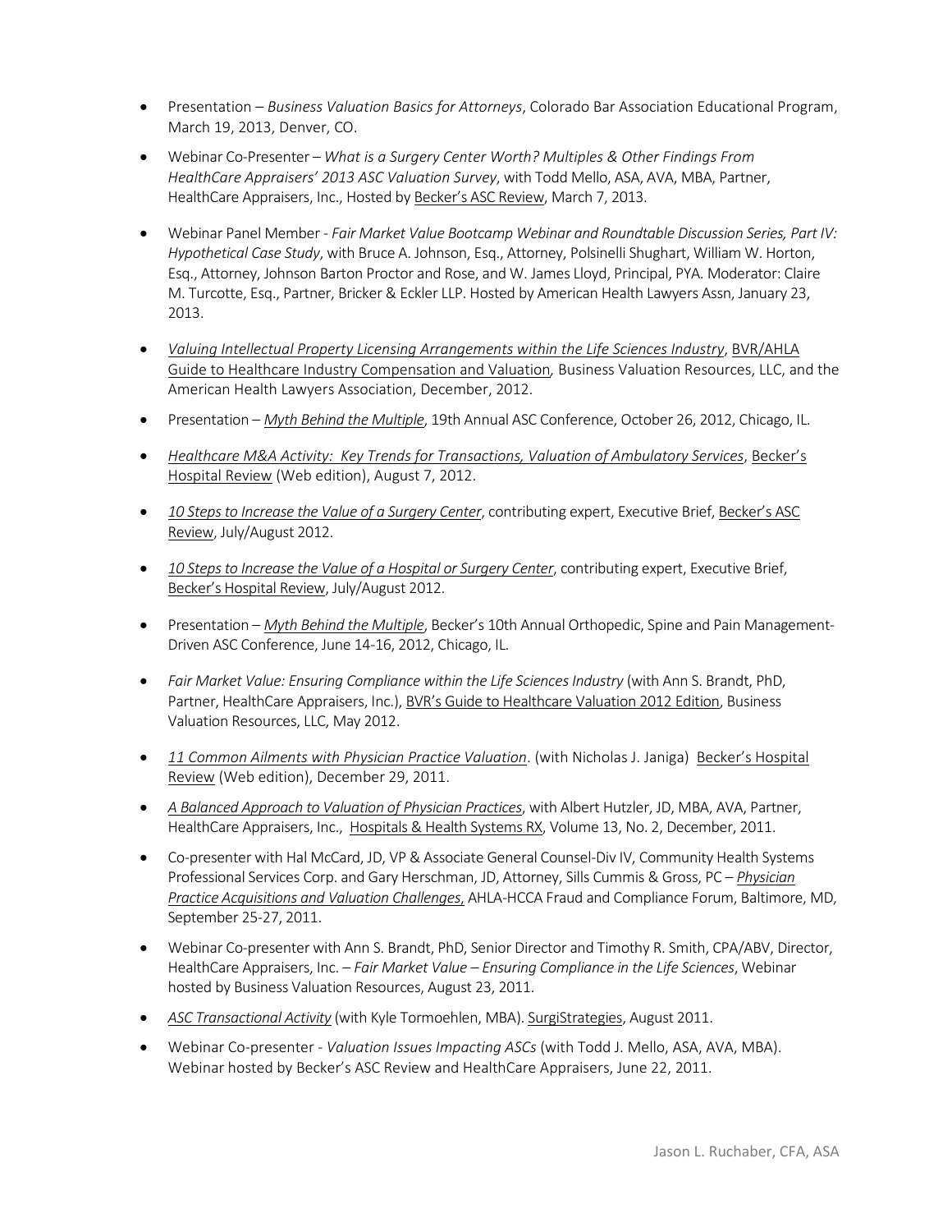- Presentation – *Business Valuation Basics for Attorneys*, Colorado Bar Association Educational Program, March 19, 2013, Denver, CO.
- Webinar Co-Presenter – *What is a Surgery Center Worth? Multiples & Other Findings From HealthCare Appraisers' 2013 ASC Valuation Survey*, with Todd Mello, ASA, AVA, MBA, Partner, HealthCare Appraisers, Inc., Hosted by Becker's ASC Review, March 7, 2013.
- Webinar Panel Member - *Fair Market Value Bootcamp Webinar and Roundtable Discussion Series, Part IV: Hypothetical Case Study*, with Bruce A. Johnson, Esq., Attorney, Polsinelli Shughart, William W. Horton, Esq., Attorney, Johnson Barton Proctor and Rose, and W. James Lloyd, Principal, PYA. Moderator: Claire M. Turcotte, Esq., Partner, Bricker & Eckler LLP. Hosted by American Health Lawyers Assn, January 23, 2013.
- *Valuing Intellectual Property Licensing Arrangements within the Life Sciences Industry*, BVR/AHLA Guide to Healthcare Industry Compensation and Valuation, Business Valuation Resources, LLC, and the American Health Lawyers Association, December, 2012.
- Presentation – *Myth Behind the Multiple*, 19th Annual ASC Conference, October 26, 2012, Chicago, IL.
- *Healthcare M&A Activity: Key Trends for Transactions, Valuation of Ambulatory Services*, Becker's Hospital Review (Web edition), August 7, 2012.
- *10 Steps to Increase the Value of a Surgery Center*, contributing expert, Executive Brief, Becker's ASC Review, July/August 2012.
- *10 Steps to Increase the Value of a Hospital or Surgery Center*, contributing expert, Executive Brief, Becker's Hospital Review, July/August 2012.
- Presentation – *Myth Behind the Multiple*, Becker's 10th Annual Orthopedic, Spine and Pain Management-Driven ASC Conference, June 14-16, 2012, Chicago, IL.
- *Fair Market Value: Ensuring Compliance within the Life Sciences Industry* (with Ann S. Brandt, PhD, Partner, HealthCare Appraisers, Inc.), BVR's Guide to Healthcare Valuation 2012 Edition, Business Valuation Resources, LLC, May 2012.
- *11 Common Ailments with Physician Practice Valuation*. (with Nicholas J. Janiga) Becker's Hospital Review (Web edition), December 29, 2011.
- *A Balanced Approach to Valuation of Physician Practices*, with Albert Hutzler, JD, MBA, AVA, Partner, HealthCare Appraisers, Inc., Hospitals & Health Systems RX, Volume 13, No. 2, December, 2011.
- Co-presenter with Hal McCard, JD, VP & Associate General Counsel-Div IV, Community Health Systems Professional Services Corp. and Gary Herschman, JD, Attorney, Sills Cummis & Gross, PC – *Physician Practice Acquisitions and Valuation Challenges*, AHLA-HCCA Fraud and Compliance Forum, Baltimore, MD, September 25-27, 2011.
- Webinar Co-presenter with Ann S. Brandt, PhD, Senior Director and Timothy R. Smith, CPA/ABV, Director, HealthCare Appraisers, Inc. – *Fair Market Value – Ensuring Compliance in the Life Sciences*, Webinar hosted by Business Valuation Resources, August 23, 2011.
- *ASC Transactional Activity* (with Kyle Tormoehlen, MBA). SurgiStrategies, August 2011.
- Webinar Co-presenter - *Valuation Issues Impacting ASCs* (with Todd J. Mello, ASA, AVA, MBA). Webinar hosted by Becker's ASC Review and HealthCare Appraisers, June 22, 2011.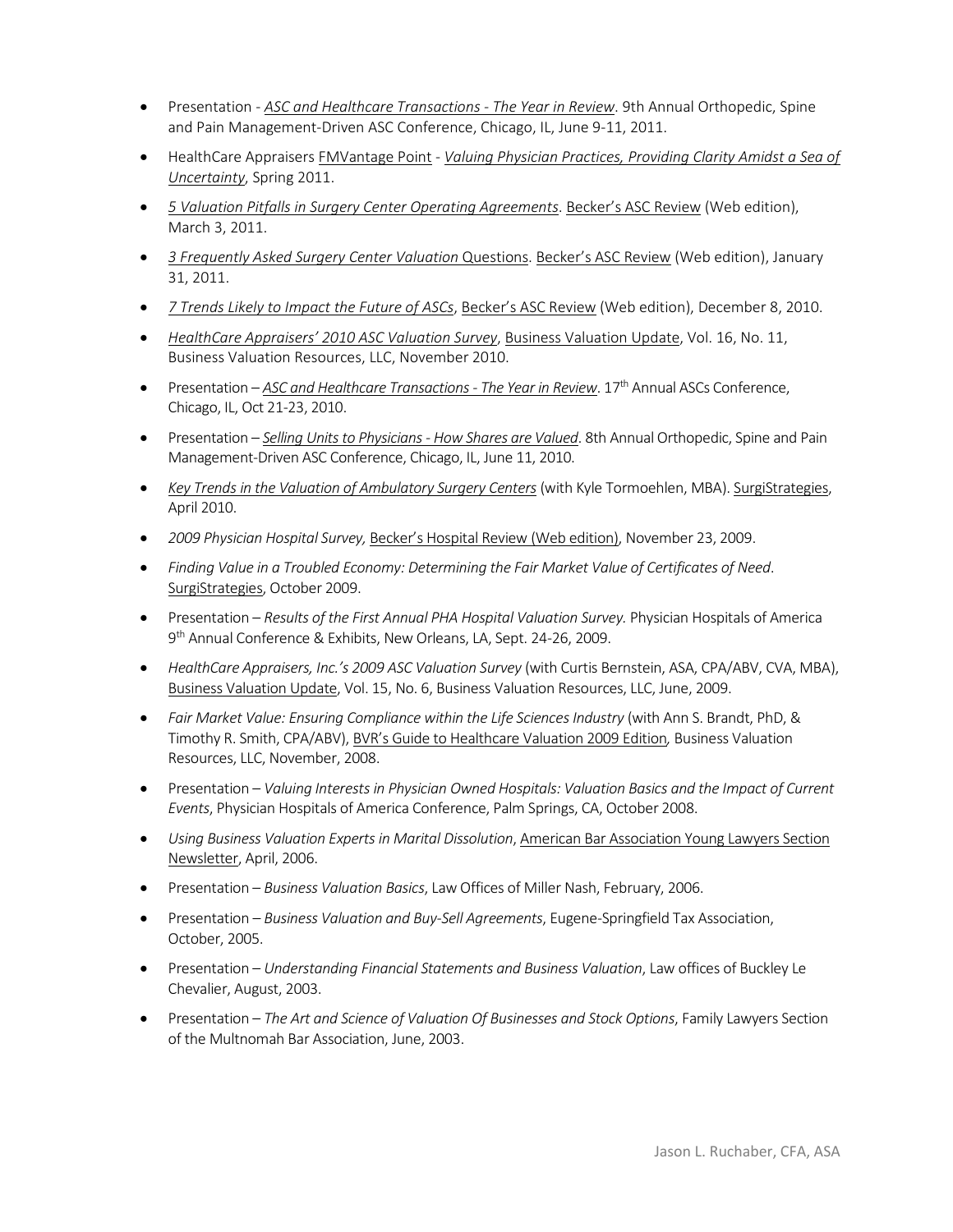- Presentation - *ASC and Healthcare Transactions - The Year in Review*. 9th Annual Orthopedic, Spine and Pain Management-Driven ASC Conference, Chicago, IL, June 9-11, 2011.
- HealthCare Appraisers FMVantage Point - *Valuing Physician Practices, Providing Clarity Amidst a Sea of Uncertainty*, Spring 2011.
- *5 Valuation Pitfalls in Surgery Center Operating Agreements*. Becker's ASC Review (Web edition), March 3, 2011.
- *3 Frequently Asked Surgery Center Valuation* Questions. Becker's ASC Review (Web edition), January 31, 2011.
- *7 Trends Likely to Impact the Future of ASCs*, Becker's ASC Review (Web edition), December 8, 2010.
- *HealthCare Appraisers' 2010 ASC Valuation Survey*, Business Valuation Update, Vol. 16, No. 11, Business Valuation Resources, LLC, November 2010.
- Presentation – *ASC and Healthcare Transactions - The Year in Review*. 17th Annual ASCs Conference, Chicago, IL, Oct 21-23, 2010.
- Presentation – *Selling Units to Physicians - How Shares are Valued*. 8th Annual Orthopedic, Spine and Pain Management-Driven ASC Conference, Chicago, IL, June 11, 2010.
- *Key Trends in the Valuation of Ambulatory Surgery Centers* (with Kyle Tormoehlen, MBA). SurgiStrategies, April 2010.
- *2009 Physician Hospital Survey,* Becker's Hospital Review (Web edition), November 23, 2009.
- *Finding Value in a Troubled Economy: Determining the Fair Market Value of Certificates of Need*. SurgiStrategies, October 2009.
- Presentation – *Results of the First Annual PHA Hospital Valuation Survey.* Physician Hospitals of America 9th Annual Conference & Exhibits, New Orleans, LA, Sept. 24-26, 2009.
- *HealthCare Appraisers, Inc.'s 2009 ASC Valuation Survey* (with Curtis Bernstein, ASA, CPA/ABV, CVA, MBA), Business Valuation Update, Vol. 15, No. 6, Business Valuation Resources, LLC, June, 2009.
- *Fair Market Value: Ensuring Compliance within the Life Sciences Industry* (with Ann S. Brandt, PhD, & Timothy R. Smith, CPA/ABV), BVR's Guide to Healthcare Valuation 2009 Edition*,* Business Valuation Resources, LLC, November, 2008.
- Presentation – *Valuing Interests in Physician Owned Hospitals: Valuation Basics and the Impact of Current Events*, Physician Hospitals of America Conference, Palm Springs, CA, October 2008.
- *Using Business Valuation Experts in Marital Dissolution*, American Bar Association Young Lawyers Section Newsletter, April, 2006.
- Presentation – *Business Valuation Basics*, Law Offices of Miller Nash, February, 2006.
- Presentation – *Business Valuation and Buy-Sell Agreements*, Eugene-Springfield Tax Association, October, 2005.
- Presentation – *Understanding Financial Statements and Business Valuation*, Law offices of Buckley Le Chevalier, August, 2003.
- Presentation – *The Art and Science of Valuation Of Businesses and Stock Options*, Family Lawyers Section of the Multnomah Bar Association, June, 2003.